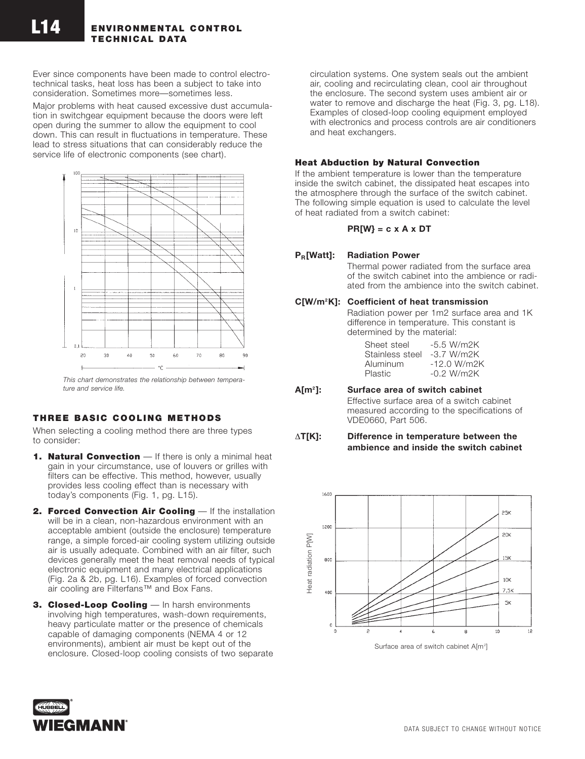Ever since components have been made to control electro-technical tasks, heat loss has been a subject to take into consideration. Sometimes more—sometimes less.

Major problems with heat caused excessive dust accumulation in switchgear equipment because the doors were left open during the summer to allow the equipment to cool down. This can result in fluctuations in temperature. These lead to stress situations that can considerably reduce the service life of electronic components (see chart).

*This chart demonstrates the relationship between temperature and service life.*

## THREE BASIC COOLING METHODS

When selecting a cooling method there are three types to consider:

1. **Natural Convection** — If there is only a minimal heat gain in your circumstance, use of louvers or grilles with filters can be effective. This method, however, usually provides less cooling effect than is necessary with today's components (Fig. 1, pg. L15).
2. **Forced Convection Air Cooling** — If the installation will be in a clean, non-hazardous environment with an acceptable ambient (outside the enclosure) temperature range, a simple forced-air cooling system utilizing outside air is usually adequate. Combined with an air filter, such devices generally meet the heat removal needs of typical electronic equipment and many electrical applications (Fig. 2a & 2b, pg. L16). Examples of forced convection air cooling are Filterfans™ and Box Fans.
3. **Closed-Loop Cooling** — In harsh environments involving high temperatures, wash-down requirements, heavy particulate matter or the presence of chemicals capable of damaging components (NEMA 4 or 12 environments), ambient air must be kept out of the enclosure. Closed-loop cooling consists of two separate circulation systems. One system seals out the ambient air, cooling and recirculating clean, cool air throughout the enclosure. The second system uses ambient air or water to remove and discharge the heat (Fig. 3, pg. L18). Examples of closed-loop cooling equipment employed with electronics and process controls are air conditioners and heat exchangers.

### Heat Abduction by Natural Convection

If the ambient temperature is lower than the temperature inside the switch cabinet, the dissipated heat escapes into the atmosphere through the surface of the switch cabinet. The following simple equation is used to calculate the level of heat radiated from a switch cabinet:

**PR[W} = c x A x DT**

**$P_R$[Watt]: Radiation Power**
Thermal power radiated from the surface area of the switch cabinet into the ambience or radiated from the ambience into the switch cabinet.

**C[W/m²K]: Coefficient of heat transmission**
Radiation power per 1m2 surface area and 1K difference in temperature. This constant is determined by the material:

| | |
|---|---|
| Sheet steel | -5.5 W/m2K |
| Stainless steel | -3.7 W/m2K |
| Aluminum | -12.0 W/m2K |
| Plastic | -0.2 W/m2K |

**A[m²]: Surface area of switch cabinet**
Effective surface area of a switch cabinet measured according to the specifications of VDE0660, Part 506.

**$\Delta$T[K]: Difference in temperature between the ambience and inside the switch cabinet**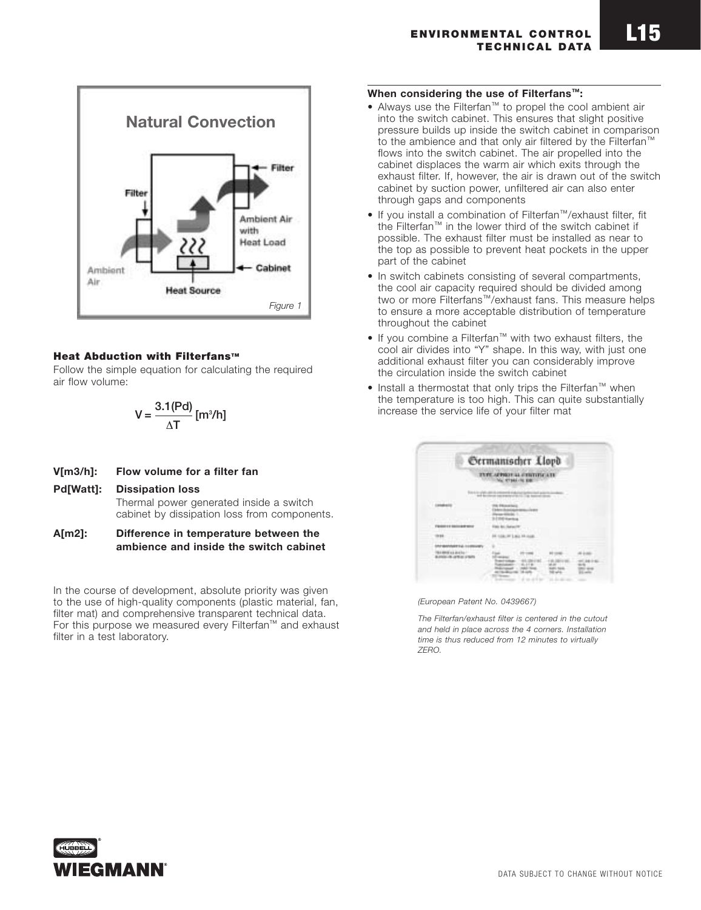## Natural Convection

Figure 1

### Heat Abduction with Filterfans™

Follow the simple equation for calculating the required air flow volume:

$$V = \frac{3.1(Pd)}{\Delta T} [m^3/h]$$

**V[m3/h]:** **Flow volume for a filter fan**

**Pd[Watt]:** **Dissipation loss**
Thermal power generated inside a switch cabinet by dissipation loss from components.

**A[m2]:** **Difference in temperature between the ambience and inside the switch cabinet**

In the course of development, absolute priority was given to the use of high-quality components (plastic material, fan, filter mat) and comprehensive transparent technical data. For this purpose we measured every Filterfan™ and exhaust filter in a test laboratory.

**When considering the use of Filterfans™:**

- Always use the Filterfan™ to propel the cool ambient air into the switch cabinet. This ensures that slight positive pressure builds up inside the switch cabinet in comparison to the ambience and that only air filtered by the Filterfan™ flows into the switch cabinet. The air propelled into the cabinet displaces the warm air which exits through the exhaust filter. If, however, the air is drawn out of the switch cabinet by suction power, unfiltered air can also enter through gaps and components
- If you install a combination of Filterfan™/exhaust filter, fit the Filterfan™ in the lower third of the switch cabinet if possible. The exhaust filter must be installed as near to the top as possible to prevent heat pockets in the upper part of the cabinet
- In switch cabinets consisting of several compartments, the cool air capacity required should be divided among two or more Filterfans™/exhaust fans. This measure helps to ensure a more acceptable distribution of temperature throughout the cabinet
- If you combine a Filterfan™ with two exhaust filters, the cool air divides into "Y" shape. In this way, with just one additional exhaust filter you can considerably improve the circulation inside the switch cabinet
- Install a thermostat that only trips the Filterfan™ when the temperature is too high. This can quite substantially increase the service life of your filter mat

*(European Patent No. 0439667)*

*The Filterfan/exhaust filter is centered in the cutout and held in place across the 4 corners. Installation time is thus reduced from 12 minutes to virtually ZERO.*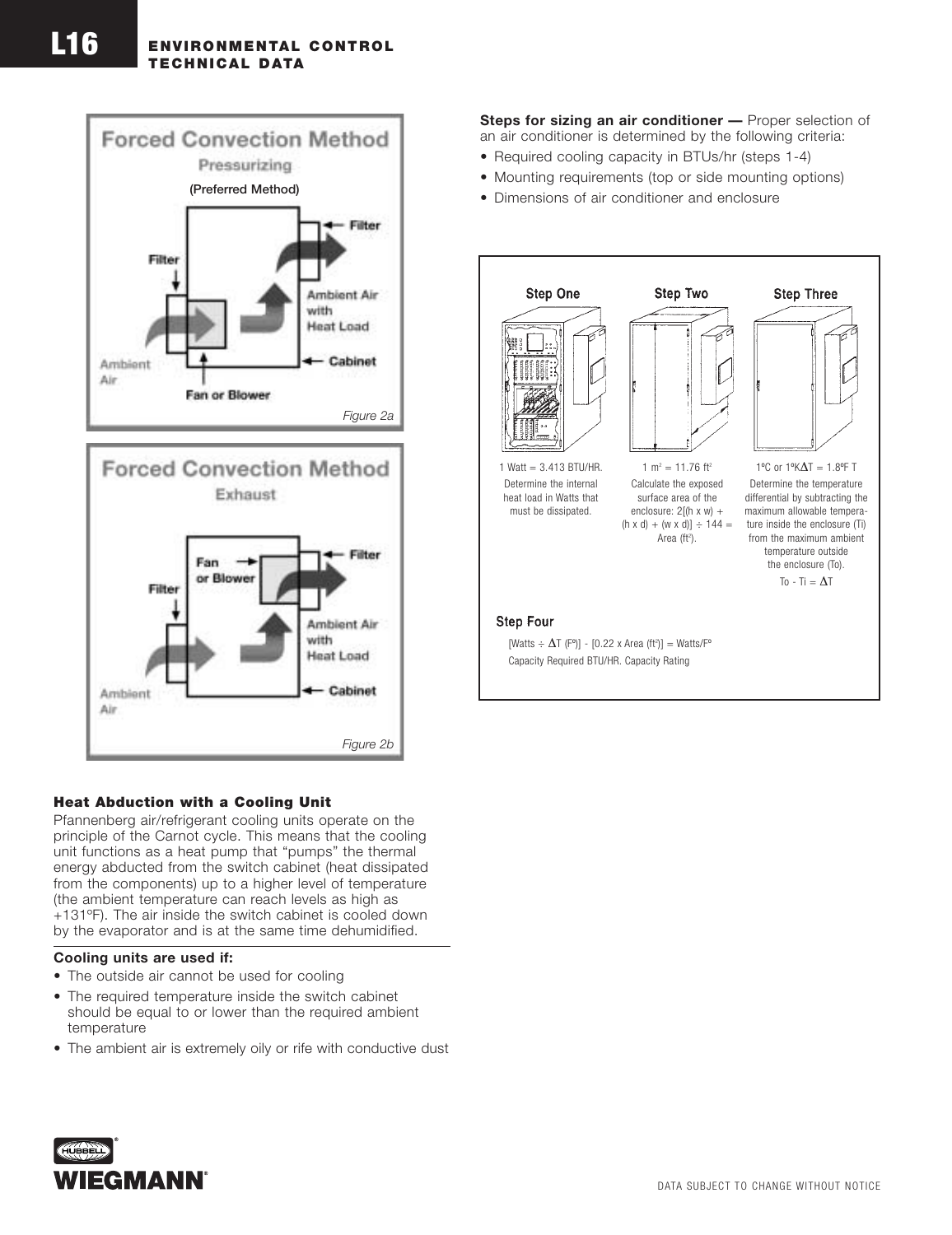**Forced Convection Method**

Pressurizing

(Preferred Method)

Filter

Filter

Ambient Air with Heat Load

Ambient Air

Cabinet

Fan or Blower

*Figure 2a*

**Forced Convection Method**

Exhaust

Fan or Blower

Filter

Filter

Ambient Air with Heat Load

Ambient Air

Cabinet

*Figure 2b*

### Heat Abduction with a Cooling Unit

Pfannenberg air/refrigerant cooling units operate on the principle of the Carnot cycle. This means that the cooling unit functions as a heat pump that "pumps" the thermal energy abducted from the switch cabinet (heat dissipated from the components) up to a higher level of temperature (the ambient temperature can reach levels as high as +131ºF). The air inside the switch cabinet is cooled down by the evaporator and is at the same time dehumidified.

**Cooling units are used if:**

- The outside air cannot be used for cooling
- The required temperature inside the switch cabinet should be equal to or lower than the required ambient temperature
- The ambient air is extremely oily or rife with conductive dust

**Steps for sizing an air conditioner —** Proper selection of an air conditioner is determined by the following criteria:

- Required cooling capacity in BTUs/hr (steps 1-4)
- Mounting requirements (top or side mounting options)
- Dimensions of air conditioner and enclosure

**Step One**

1 Watt = 3.413 BTU/HR.

Determine the internal heat load in Watts that must be dissipated.

**Step Two**

1 $m^2$ = 11.76 $ft^2$

Calculate the exposed surface area of the enclosure: 2[(h x w) + (h x d) + (w x d)] ÷ 144 = Area ($ft^2$).

**Step Three**

1ºC or 1ºK$\Delta$T = 1.8ºF T

Determine the temperature differential by subtracting the maximum allowable temperature inside the enclosure (Ti) from the maximum ambient temperature outside the enclosure (To).

To - Ti = $\Delta$T

**Step Four**

[Watts ÷ $\Delta$T (Fº)] - [0.22 x Area ($ft^2$)] = Watts/Fº

Capacity Required BTU/HR. Capacity Rating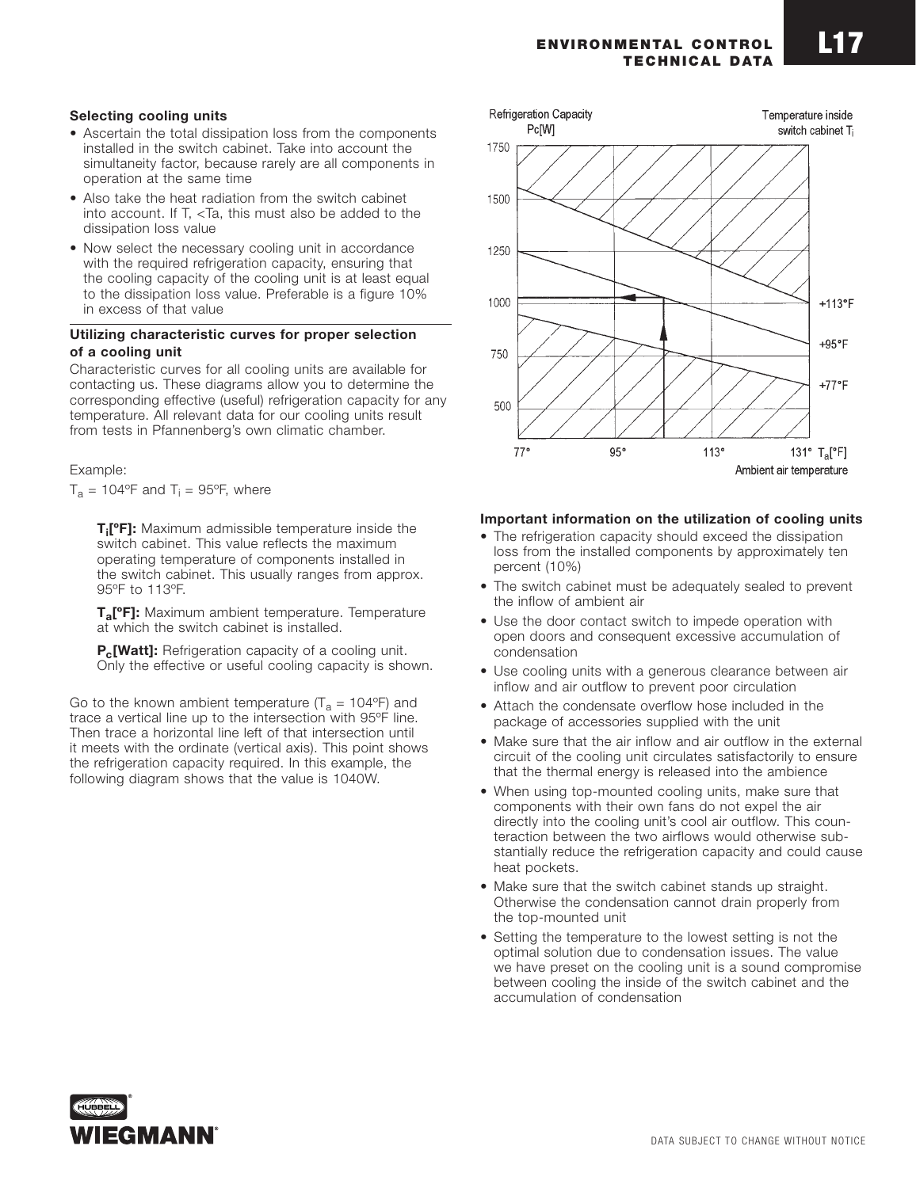### Selecting cooling units

- Ascertain the total dissipation loss from the components installed in the switch cabinet. Take into account the simultaneity factor, because rarely are all components in operation at the same time
- Also take the heat radiation from the switch cabinet into account. If $T_i < T_a$, this must also be added to the dissipation loss value
- Now select the necessary cooling unit in accordance with the required refrigeration capacity, ensuring that the cooling capacity of the cooling unit is at least equal to the dissipation loss value. Preferable is a figure 10% in excess of that value

### Utilizing characteristic curves for proper selection of a cooling unit

Characteristic curves for all cooling units are available for contacting us. These diagrams allow you to determine the corresponding effective (useful) refrigeration capacity for any temperature. All relevant data for our cooling units result from tests in Pfannenberg's own climatic chamber.

Example:

$T_a$ = 104ºF and $T_i$ = 95ºF, where

> **$T_i$[ºF]:** Maximum admissible temperature inside the switch cabinet. This value reflects the maximum operating temperature of components installed in the switch cabinet. This usually ranges from approx. 95ºF to 113ºF.
>
> **$T_a$[ºF]:** Maximum ambient temperature. Temperature at which the switch cabinet is installed.
>
> **$P_c$[Watt]:** Refrigeration capacity of a cooling unit. Only the effective or useful cooling capacity is shown.

Go to the known ambient temperature ($T_a$ = 104ºF) and trace a vertical line up to the intersection with 95ºF line. Then trace a horizontal line left of that intersection until it meets with the ordinate (vertical axis). This point shows the refrigeration capacity required. In this example, the following diagram shows that the value is 1040W.

Refrigeration Capacity Pc[W] — Temperature inside switch cabinet $T_i$ — Ambient air temperature $T_a$[°F]

(Chart: y-axis 500, 750, 1000, 1250, 1500, 1750; x-axis 77°, 95°, 113°, 131°; curves +113°F, +95°F, +77°F)

### Important information on the utilization of cooling units

- The refrigeration capacity should exceed the dissipation loss from the installed components by approximately ten percent (10%)
- The switch cabinet must be adequately sealed to prevent the inflow of ambient air
- Use the door contact switch to impede operation with open doors and consequent excessive accumulation of condensation
- Use cooling units with a generous clearance between air inflow and air outflow to prevent poor circulation
- Attach the condensate overflow hose included in the package of accessories supplied with the unit
- Make sure that the air inflow and air outflow in the external circuit of the cooling unit circulates satisfactorily to ensure that the thermal energy is released into the ambience
- When using top-mounted cooling units, make sure that components with their own fans do not expel the air directly into the cooling unit's cool air outflow. This counteraction between the two airflows would otherwise substantially reduce the refrigeration capacity and could cause heat pockets.
- Make sure that the switch cabinet stands up straight. Otherwise the condensation cannot drain properly from the top-mounted unit
- Setting the temperature to the lowest setting is not the optimal solution due to condensation issues. The value we have preset on the cooling unit is a sound compromise between cooling the inside of the switch cabinet and the accumulation of condensation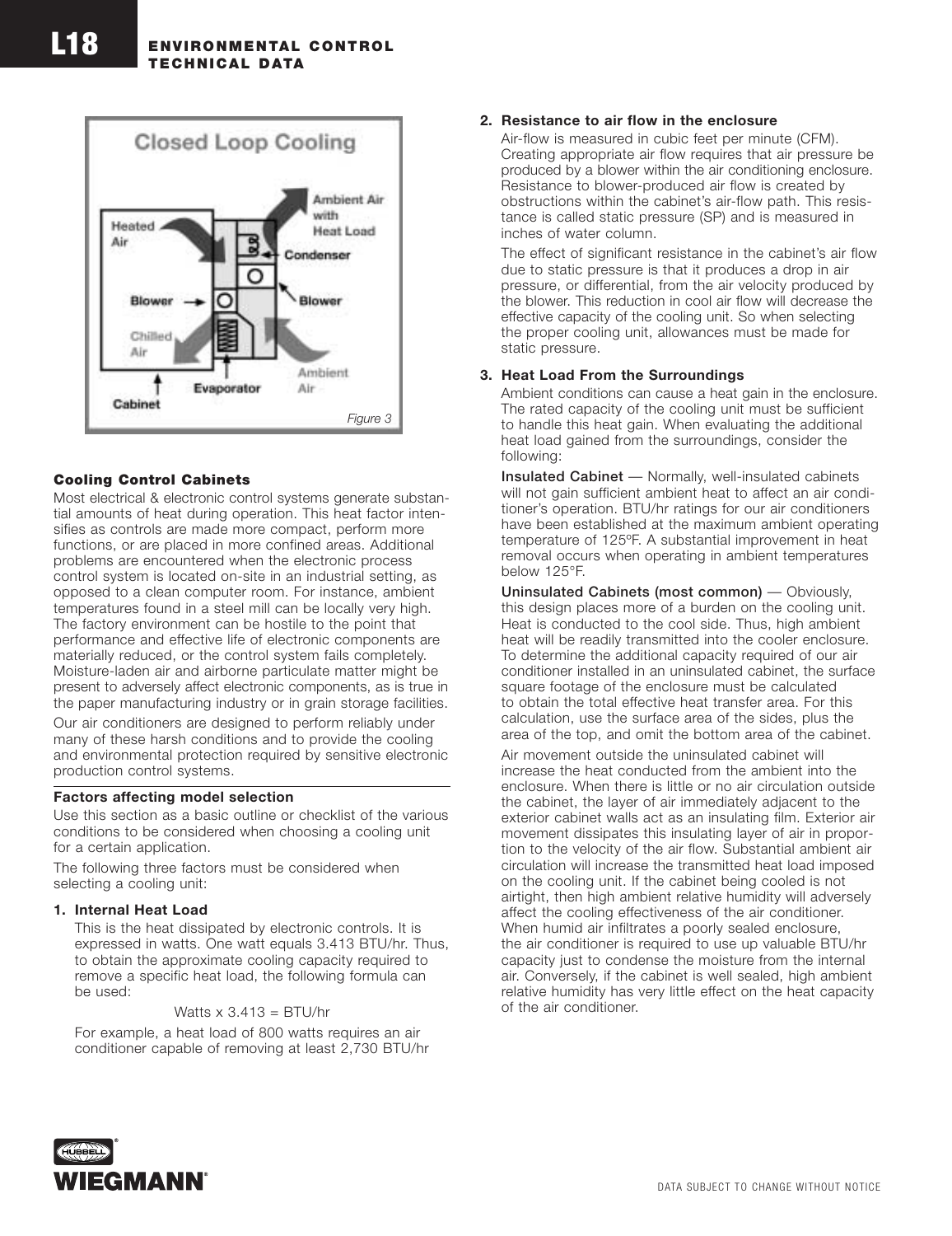Figure 3

### Cooling Control Cabinets

Most electrical & electronic control systems generate substantial amounts of heat during operation. This heat factor intensifies as controls are made more compact, perform more functions, or are placed in more confined areas. Additional problems are encountered when the electronic process control system is located on-site in an industrial setting, as opposed to a clean computer room. For instance, ambient temperatures found in a steel mill can be locally very high. The factory environment can be hostile to the point that performance and effective life of electronic components are materially reduced, or the control system fails completely. Moisture-laden air and airborne particulate matter might be present to adversely affect electronic components, as is true in the paper manufacturing industry or in grain storage facilities.

Our air conditioners are designed to perform reliably under many of these harsh conditions and to provide the cooling and environmental protection required by sensitive electronic production control systems.

### Factors affecting model selection

Use this section as a basic outline or checklist of the various conditions to be considered when choosing a cooling unit for a certain application.

The following three factors must be considered when selecting a cooling unit:

**1. Internal Heat Load**

This is the heat dissipated by electronic controls. It is expressed in watts. One watt equals 3.413 BTU/hr. Thus, to obtain the approximate cooling capacity required to remove a specific heat load, the following formula can be used:

$$\text{Watts} \times 3.413 = \text{BTU/hr}$$

For example, a heat load of 800 watts requires an air conditioner capable of removing at least 2,730 BTU/hr

**2. Resistance to air flow in the enclosure**

Air-flow is measured in cubic feet per minute (CFM). Creating appropriate air flow requires that air pressure be produced by a blower within the air conditioning enclosure. Resistance to blower-produced air flow is created by obstructions within the cabinet's air-flow path. This resistance is called static pressure (SP) and is measured in inches of water column.

The effect of significant resistance in the cabinet's air flow due to static pressure is that it produces a drop in air pressure, or differential, from the air velocity produced by the blower. This reduction in cool air flow will decrease the effective capacity of the cooling unit. So when selecting the proper cooling unit, allowances must be made for static pressure.

**3. Heat Load From the Surroundings**

Ambient conditions can cause a heat gain in the enclosure. The rated capacity of the cooling unit must be sufficient to handle this heat gain. When evaluating the additional heat load gained from the surroundings, consider the following:

**Insulated Cabinet** — Normally, well-insulated cabinets will not gain sufficient ambient heat to affect an air conditioner's operation. BTU/hr ratings for our air conditioners have been established at the maximum ambient operating temperature of 125ºF. A substantial improvement in heat removal occurs when operating in ambient temperatures below 125°F.

**Uninsulated Cabinets (most common)** — Obviously, this design places more of a burden on the cooling unit. Heat is conducted to the cool side. Thus, high ambient heat will be readily transmitted into the cooler enclosure. To determine the additional capacity required of our air conditioner installed in an uninsulated cabinet, the surface square footage of the enclosure must be calculated to obtain the total effective heat transfer area. For this calculation, use the surface area of the sides, plus the area of the top, and omit the bottom area of the cabinet.

Air movement outside the uninsulated cabinet will increase the heat conducted from the ambient into the enclosure. When there is little or no air circulation outside the cabinet, the layer of air immediately adjacent to the exterior cabinet walls act as an insulating film. Exterior air movement dissipates this insulating layer of air in proportion to the velocity of the air flow. Substantial ambient air circulation will increase the transmitted heat load imposed on the cooling unit. If the cabinet being cooled is not airtight, then high ambient relative humidity will adversely affect the cooling effectiveness of the air conditioner. When humid air infiltrates a poorly sealed enclosure, the air conditioner is required to use up valuable BTU/hr capacity just to condense the moisture from the internal air. Conversely, if the cabinet is well sealed, high ambient relative humidity has very little effect on the heat capacity of the air conditioner.

DATA SUBJECT TO CHANGE WITHOUT NOTICE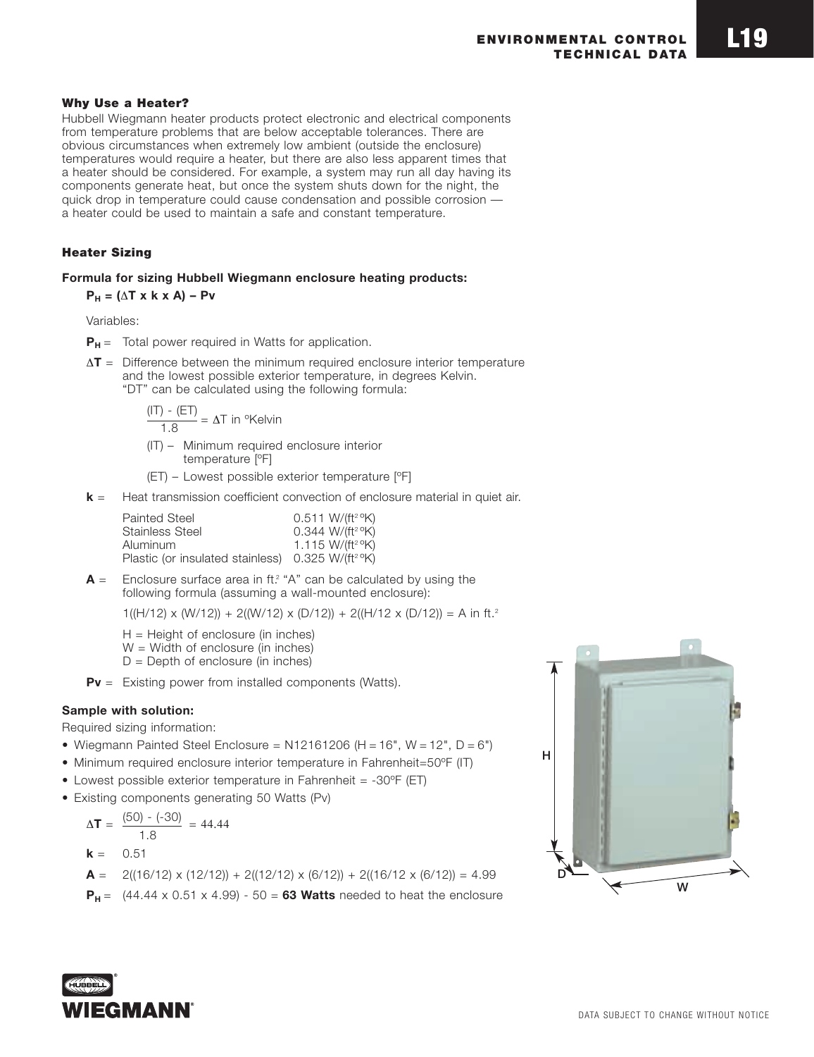## Why Use a Heater?

Hubbell Wiegmann heater products protect electronic and electrical components from temperature problems that are below acceptable tolerances. There are obvious circumstances when extremely low ambient (outside the enclosure) temperatures would require a heater, but there are also less apparent times that a heater should be considered. For example, a system may run all day having its components generate heat, but once the system shuts down for the night, the quick drop in temperature could cause condensation and possible corrosion — a heater could be used to maintain a safe and constant temperature.

## Heater Sizing

**Formula for sizing Hubbell Wiegmann enclosure heating products:**

$$P_H = (\Delta T \times k \times A) - Pv$$

Variables:

- $P_H$ = Total power required in Watts for application.
- $\Delta T$ = Difference between the minimum required enclosure interior temperature and the lowest possible exterior temperature, in degrees Kelvin. "DT" can be calculated using the following formula:

$$\frac{(IT) - (ET)}{1.8} = \Delta T \text{ in °Kelvin}$$

  - (IT) – Minimum required enclosure interior temperature [ºF]
  - (ET) – Lowest possible exterior temperature [ºF]

- **k** = Heat transmission coefficient convection of enclosure material in quiet air.

| | |
|---|---|
| Painted Steel | 0.511 W/(ft² ºK) |
| Stainless Steel | 0.344 W/(ft² ºK) |
| Aluminum | 1.115 W/(ft² ºK) |
| Plastic (or insulated stainless) | 0.325 W/(ft² ºK) |

- **A** = Enclosure surface area in ft.² "A" can be calculated by using the following formula (assuming a wall-mounted enclosure):

$$1((H/12) \times (W/12)) + 2((W/12) \times (D/12)) + 2((H/12 \times (D/12)) = A \text{ in ft.}^2$$

  H = Height of enclosure (in inches)
  W = Width of enclosure (in inches)
  D = Depth of enclosure (in inches)

- **Pv** = Existing power from installed components (Watts).

### Sample with solution:

Required sizing information:

- Wiegmann Painted Steel Enclosure = N12161206 (H = 16", W = 12", D = 6")
- Minimum required enclosure interior temperature in Fahrenheit=50ºF (IT)
- Lowest possible exterior temperature in Fahrenheit = -30ºF (ET)
- Existing components generating 50 Watts (Pv)

$$\Delta T = \frac{(50) - (-30)}{1.8} = 44.44$$

**k** = 0.51

**A** = 2((16/12) x (12/12)) + 2((12/12) x (6/12)) + 2((16/12 x (6/12)) = 4.99

$P_H$ = (44.44 x 0.51 x 4.99) - 50 = **63 Watts** needed to heat the enclosure

H

D

W